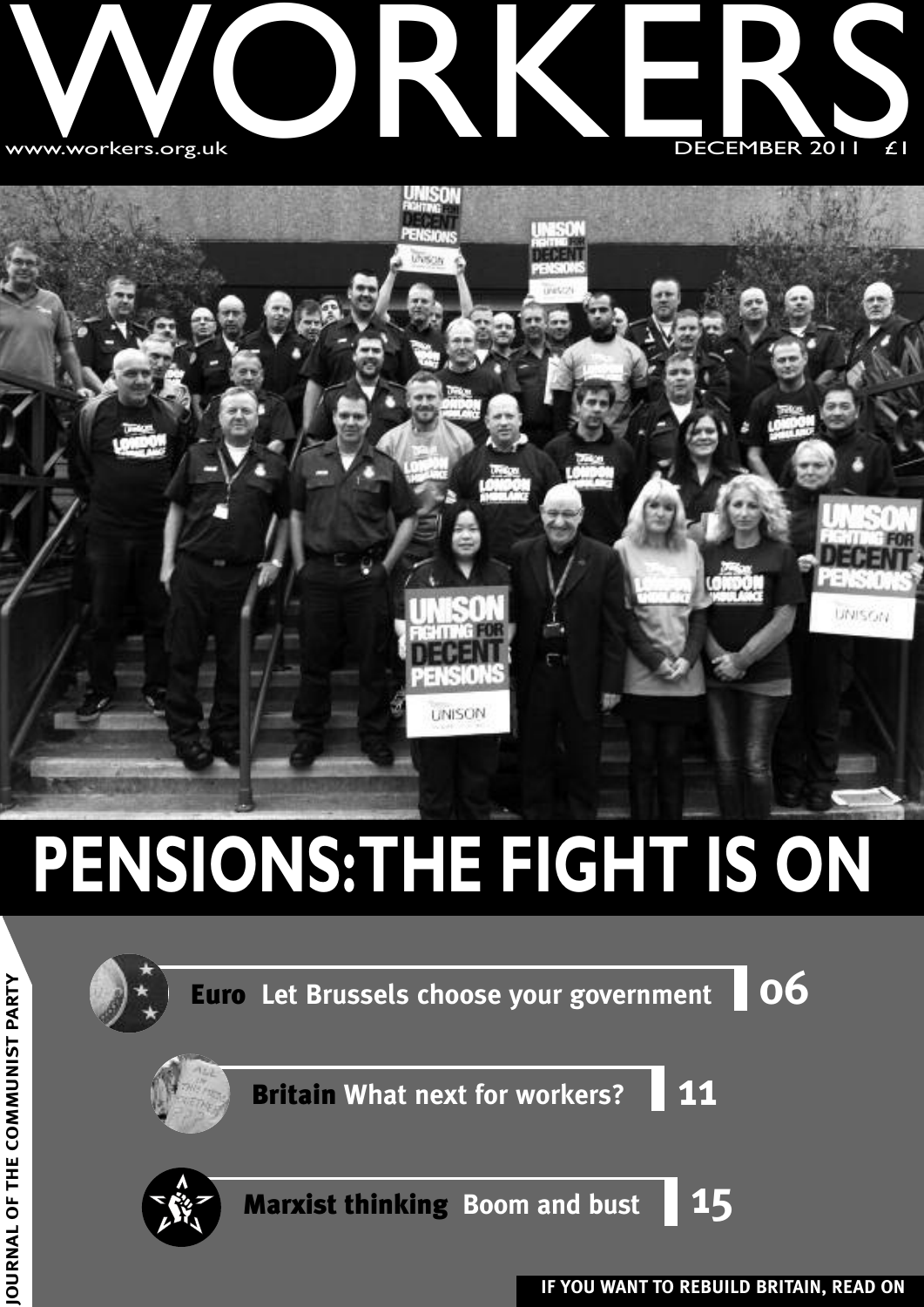# WORKERS

www.workers.org.uk

DECEMBER 2011 £1

# PENSIONS: THE FIGHT IS ON

**Euro** Let Brussels choose your government **06**

**Britain** What next for workers? **11**

**Marxist thinking** Boom and bust **15**

JOURNAL OF THE COMMUNIST PARTY

**IF YOU WANT TO REBUILD BRITAIN, READ ON**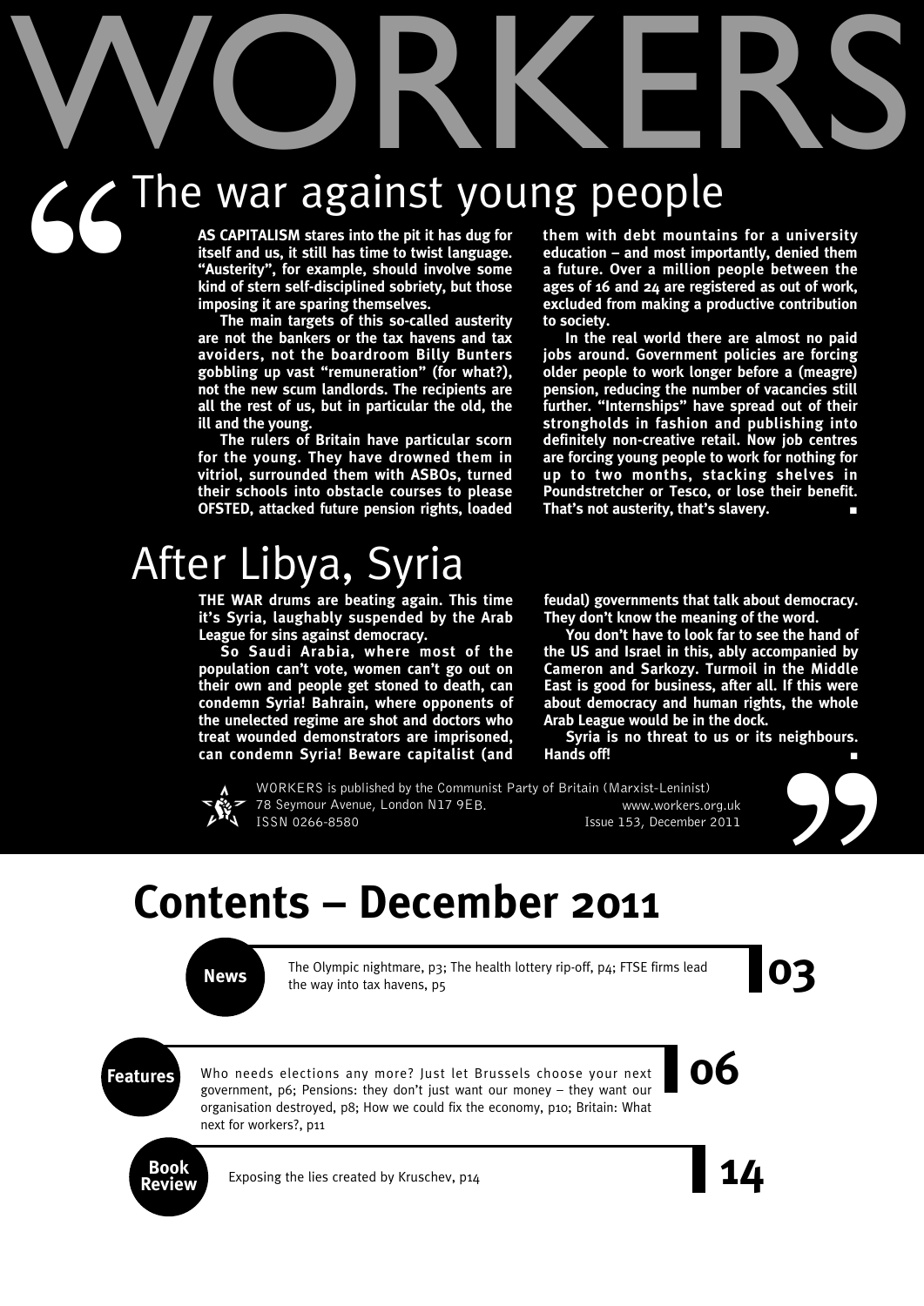# WORKERS

## The war against young people

**AS CAPITALISM stares into the pit it has dug for itself and us, it still has time to twist language. "Austerity", for example, should involve some kind of stern self-disciplined sobriety, but those imposing it are sparing themselves.**

**The main targets of this so-called austerity are not the bankers or the tax havens and tax avoiders, not the boardroom Billy Bunters gobbling up vast "remuneration" (for what?), not the new scum landlords. The recipients are all the rest of us, but in particular the old, the ill and the young.**

**The rulers of Britain have particular scorn for the young. They have drowned them in vitriol, surrounded them with ASBOs, turned their schools into obstacle courses to please OFSTED, attacked future pension rights, loaded them with debt mountains for a university education – and most importantly, denied them a future. Over a million people between the ages of 16 and 24 are registered as out of work, excluded from making a productive contribution to society.**

**In the real world there are almost no paid jobs around. Government policies are forcing older people to work longer before a (meagre) pension, reducing the number of vacancies still further. "Internships" have spread out of their strongholds in fashion and publishing into definitely non-creative retail. Now job centres are forcing young people to work for nothing for up to two months, stacking shelves in Poundstretcher or Tesco, or lose their benefit. That's not austerity, that's slavery.** ■

## After Libya, Syria

**THE WAR drums are beating again. This time it's Syria, laughably suspended by the Arab League for sins against democracy.**

**So Saudi Arabia, where most of the population can't vote, women can't go out on their own and people get stoned to death, can condemn Syria! Bahrain, where opponents of the unelected regime are shot and doctors who treat wounded demonstrators are imprisoned, can condemn Syria! Beware capitalist (and feudal) governments that talk about democracy. They don't know the meaning of the word.**

**You don't have to look far to see the hand of the US and Israel in this, ably accompanied by Cameron and Sarkozy. Turmoil in the Middle East is good for business, after all. If this were about democracy and human rights, the whole Arab League would be in the dock.**

**Syria is no threat to us or its neighbours. Hands off!** ■

WORKERS is published by the Communist Party of Britain (Marxist-Leninist)
78 Seymour Avenue, London N17 9EB.
ISSN 0266-8580
www.workers.org.uk
Issue 153, December 2011

# Contents – December 2011

**News** — The Olympic nightmare, p3; The health lottery rip-off, p4; FTSE firms lead the way into tax havens, p5 — **03**

**Features** — Who needs elections any more? Just let Brussels choose your next government, p6; Pensions: they don't just want our money – they want our organisation destroyed, p8; How we could fix the economy, p10; Britain: What next for workers?, p11 — **06**

**Book Review** — Exposing the lies created by Kruschev, p14 — **14**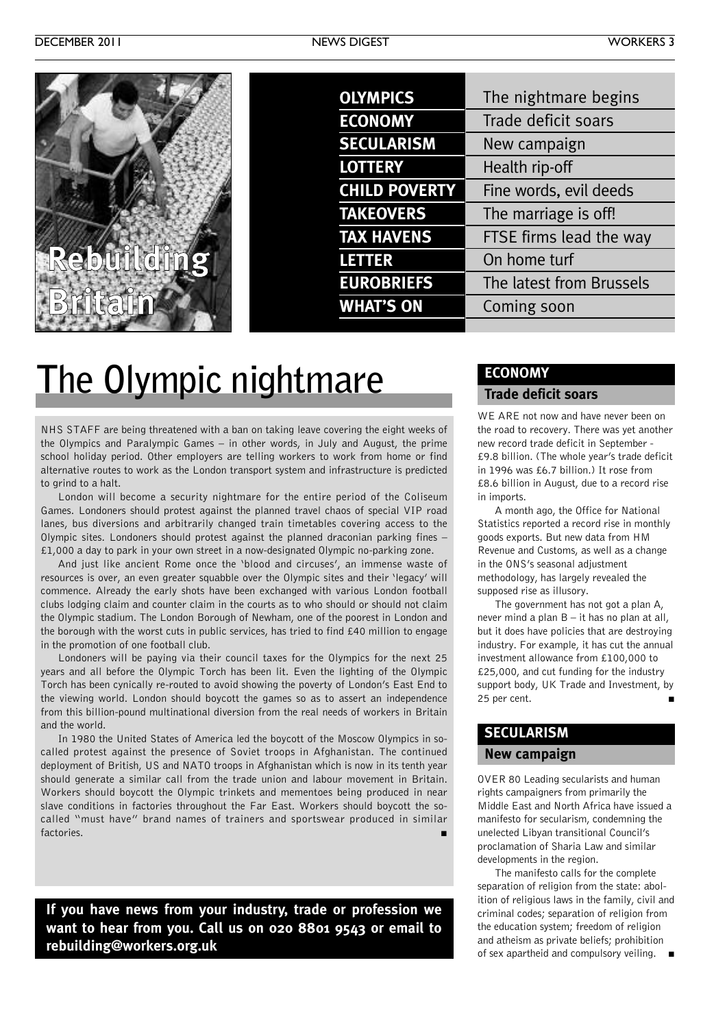# Rebuilding Britain

| | |
|---|---|
| **OLYMPICS** | The nightmare begins |
| **ECONOMY** | Trade deficit soars |
| **SECULARISM** | New campaign |
| **LOTTERY** | Health rip-off |
| **CHILD POVERTY** | Fine words, evil deeds |
| **TAKEOVERS** | The marriage is off! |
| **TAX HAVENS** | FTSE firms lead the way |
| **LETTER** | On home turf |
| **EUROBRIEFS** | The latest from Brussels |
| **WHAT'S ON** | Coming soon |

# The Olympic nightmare

NHS STAFF are being threatened with a ban on taking leave covering the eight weeks of the Olympics and Paralympic Games – in other words, in July and August, the prime school holiday period. Other employers are telling workers to work from home or find alternative routes to work as the London transport system and infrastructure is predicted to grind to a halt.

London will become a security nightmare for the entire period of the Coliseum Games. Londoners should protest against the planned travel chaos of special VIP road lanes, bus diversions and arbitrarily changed train timetables covering access to the Olympic sites. Londoners should protest against the planned draconian parking fines – £1,000 a day to park in your own street in a now-designated Olympic no-parking zone.

And just like ancient Rome once the 'blood and circuses', an immense waste of resources is over, an even greater squabble over the Olympic sites and their 'legacy' will commence. Already the early shots have been exchanged with various London football clubs lodging claim and counter claim in the courts as to who should or should not claim the Olympic stadium. The London Borough of Newham, one of the poorest in London and the borough with the worst cuts in public services, has tried to find £40 million to engage in the promotion of one football club.

Londoners will be paying via their council taxes for the Olympics for the next 25 years and all before the Olympic Torch has been lit. Even the lighting of the Olympic Torch has been cynically re-routed to avoid showing the poverty of London's East End to the viewing world. London should boycott the games so as to assert an independence from this billion-pound multinational diversion from the real needs of workers in Britain and the world.

In 1980 the United States of America led the boycott of the Moscow Olympics in so-called protest against the presence of Soviet troops in Afghanistan. The continued deployment of British, US and NATO troops in Afghanistan which is now in its tenth year should generate a similar call from the trade union and labour movement in Britain. Workers should boycott the Olympic trinkets and mementoes being produced in near slave conditions in factories throughout the Far East. Workers should boycott the so-called "must have" brand names of trainers and sportswear produced in similar factories. ■

**If you have news from your industry, trade or profession we want to hear from you. Call us on 020 8801 9543 or email to rebuilding@workers.org.uk**

## ECONOMY
### Trade deficit soars

WE ARE not now and have never been on the road to recovery. There was yet another new record trade deficit in September - £9.8 billion. (The whole year's trade deficit in 1996 was £6.7 billion.) It rose from £8.6 billion in August, due to a record rise in imports.

A month ago, the Office for National Statistics reported a record rise in monthly goods exports. But new data from HM Revenue and Customs, as well as a change in the ONS's seasonal adjustment methodology, has largely revealed the supposed rise as illusory.

The government has not got a plan A, never mind a plan B – it has no plan at all, but it does have policies that are destroying industry. For example, it has cut the annual investment allowance from £100,000 to £25,000, and cut funding for the industry support body, UK Trade and Investment, by 25 per cent. ■

## SECULARISM
### New campaign

OVER 80 Leading secularists and human rights campaigners from primarily the Middle East and North Africa have issued a manifesto for secularism, condemning the unelected Libyan transitional Council's proclamation of Sharia Law and similar developments in the region.

The manifesto calls for the complete separation of religion from the state: abolition of religious laws in the family, civil and criminal codes; separation of religion from the education system; freedom of religion and atheism as private beliefs; prohibition of sex apartheid and compulsory veiling. ■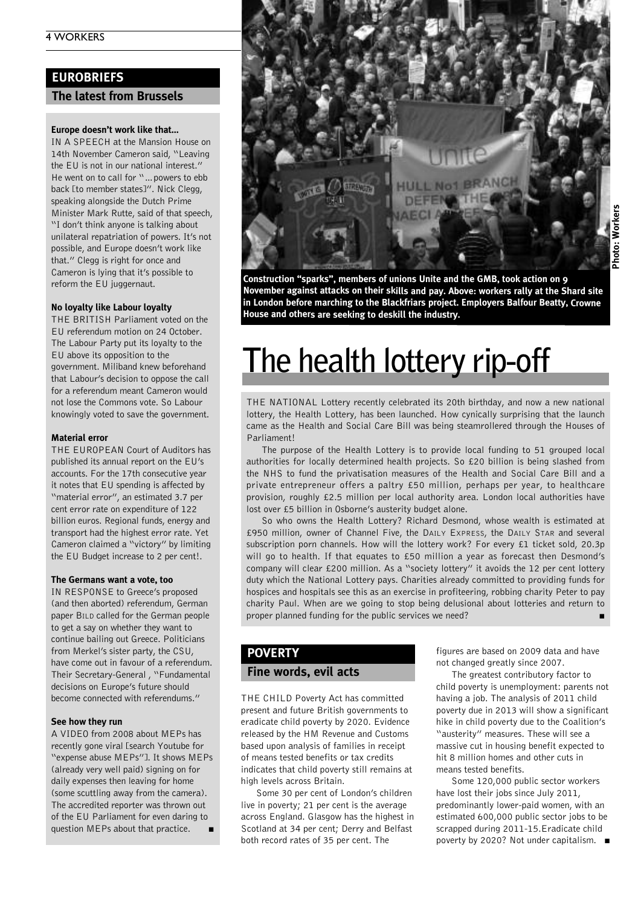## EUROBRIEFS

### The latest from Brussels

**Europe doesn't work like that...**

IN A SPEECH at the Mansion House on 14th November Cameron said, "Leaving the EU is not in our national interest." He went on to call for "...powers to ebb back [to member states]". Nick Clegg, speaking alongside the Dutch Prime Minister Mark Rutte, said of that speech, "I don't think anyone is talking about unilateral repatriation of powers. It's not possible, and Europe doesn't work like that." Clegg is right for once and Cameron is lying that it's possible to reform the EU juggernaut.

**No loyalty like Labour loyalty**

THE BRITISH Parliament voted on the EU referendum motion on 24 October. The Labour Party put its loyalty to the EU above its opposition to the government. Miliband knew beforehand that Labour's decision to oppose the call for a referendum meant Cameron would not lose the Commons vote. So Labour knowingly voted to save the government.

**Material error**

THE EUROPEAN Court of Auditors has published its annual report on the EU's accounts. For the 17th consecutive year it notes that EU spending is affected by "material error", an estimated 3.7 per cent error rate on expenditure of 122 billion euros. Regional funds, energy and transport had the highest error rate. Yet Cameron claimed a "victory" by limiting the EU Budget increase to 2 per cent!.

**The Germans want a vote, too**

IN RESPONSE to Greece's proposed (and then aborted) referendum, German paper BILD called for the German people to get a say on whether they want to continue bailing out Greece. Politicians from Merkel's sister party, the CSU, have come out in favour of a referendum. Their Secretary-General , "Fundamental decisions on Europe's future should become connected with referendums."

**See how they run**

A VIDEO from 2008 about MEPs has recently gone viral [search Youtube for "expense abuse MEPs"]. It shows MEPs (already very well paid) signing on for daily expenses then leaving for home (some scuttling away from the camera). The accredited reporter was thrown out of the EU Parliament for even daring to question MEPs about that practice. ■

Construction "sparks", members of unions Unite and the GMB, took action on 9 November against attacks on their skills and pay. Above: workers rally at the Shard site in London before marching to the Blackfriars project. Employers Balfour Beatty, Crowne House and others are seeking to deskill the industry.

Photo: Workers

# The health lottery rip-off

THE NATIONAL Lottery recently celebrated its 20th birthday, and now a new national lottery, the Health Lottery, has been launched. How cynically surprising that the launch came as the Health and Social Care Bill was being steamrollered through the Houses of Parliament!

The purpose of the Health Lottery is to provide local funding to 51 grouped local authorities for locally determined health projects. So £20 billion is being slashed from the NHS to fund the privatisation measures of the Health and Social Care Bill and a private entrepreneur offers a paltry £50 million, perhaps per year, to healthcare provision, roughly £2.5 million per local authority area. London local authorities have lost over £5 billion in Osborne's austerity budget alone.

So who owns the Health Lottery? Richard Desmond, whose wealth is estimated at £950 million, owner of Channel Five, the DAILY EXPRESS, the DAILY STAR and several subscription porn channels. How will the lottery work? For every £1 ticket sold, 20.3p will go to health. If that equates to £50 million a year as forecast then Desmond's company will clear £200 million. As a "society lottery" it avoids the 12 per cent lottery duty which the National Lottery pays. Charities already committed to providing funds for hospices and hospitals see this as an exercise in profiteering, robbing charity Peter to pay charity Paul. When are we going to stop being delusional about lotteries and return to proper planned funding for the public services we need? ■

## POVERTY

### Fine words, evil acts

THE CHILD Poverty Act has committed present and future British governments to eradicate child poverty by 2020. Evidence released by the HM Revenue and Customs based upon analysis of families in receipt of means tested benefits or tax credits indicates that child poverty still remains at high levels across Britain.

Some 30 per cent of London's children live in poverty; 21 per cent is the average across England. Glasgow has the highest in Scotland at 34 per cent; Derry and Belfast both record rates of 35 per cent. The figures are based on 2009 data and have not changed greatly since 2007.

The greatest contributory factor to child poverty is unemployment: parents not having a job. The analysis of 2011 child poverty due in 2013 will show a significant hike in child poverty due to the Coalition's "austerity" measures. These will see a massive cut in housing benefit expected to hit 8 million homes and other cuts in means tested benefits.

Some 120,000 public sector workers have lost their jobs since July 2011, predominantly lower-paid women, with an estimated 600,000 public sector jobs to be scrapped during 2011-15.Eradicate child poverty by 2020? Not under capitalism. ■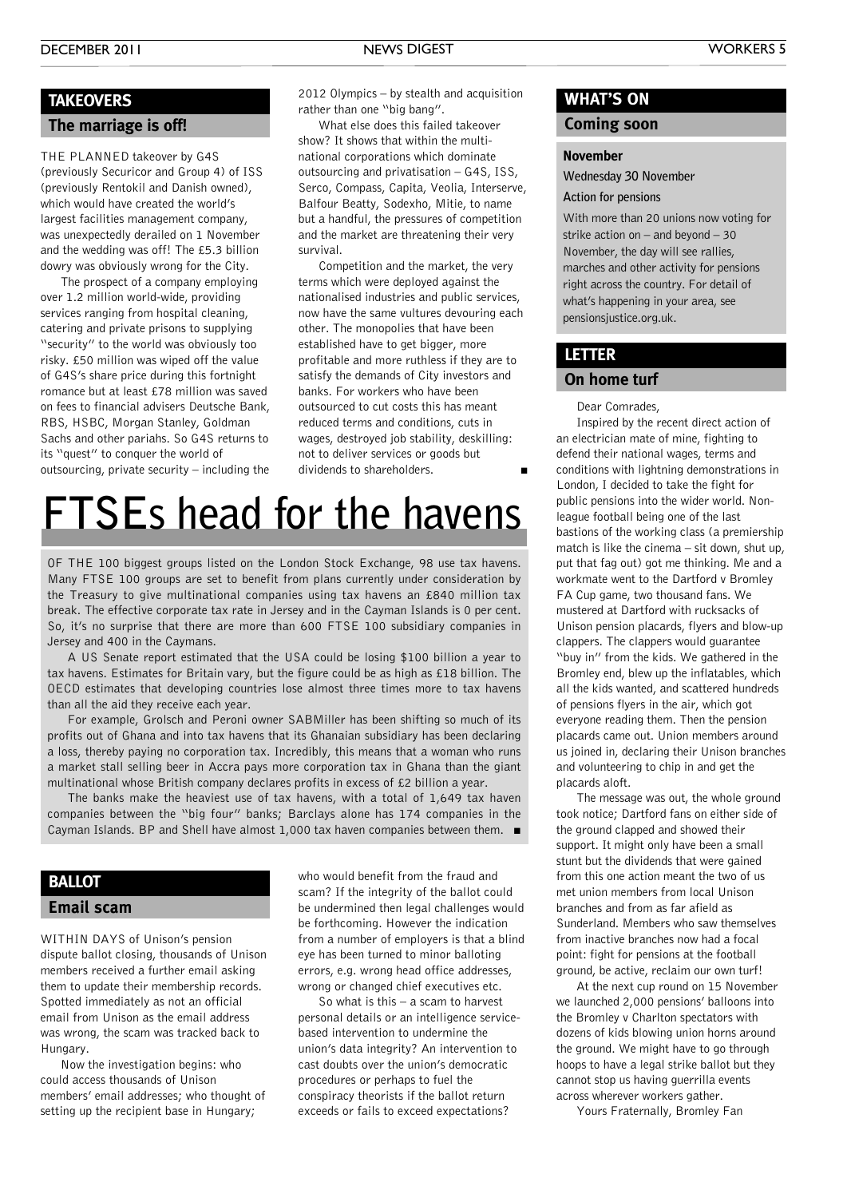## TAKEOVERS

### The marriage is off!

THE PLANNED takeover by G4S (previously Securicor and Group 4) of ISS (previously Rentokil and Danish owned), which would have created the world's largest facilities management company, was unexpectedly derailed on 1 November and the wedding was off! The £5.3 billion dowry was obviously wrong for the City.

The prospect of a company employing over 1.2 million world-wide, providing services ranging from hospital cleaning, catering and private prisons to supplying "security" to the world was obviously too risky. £50 million was wiped off the value of G4S's share price during this fortnight romance but at least £78 million was saved on fees to financial advisers Deutsche Bank, RBS, HSBC, Morgan Stanley, Goldman Sachs and other pariahs. So G4S returns to its "quest" to conquer the world of outsourcing, private security – including the 2012 Olympics – by stealth and acquisition rather than one "big bang".

What else does this failed takeover show? It shows that within the multinational corporations which dominate outsourcing and privatisation – G4S, ISS, Serco, Compass, Capita, Veolia, Interserve, Balfour Beatty, Sodexho, Mitie, to name but a handful, the pressures of competition and the market are threatening their very survival.

Competition and the market, the very terms which were deployed against the nationalised industries and public services, now have the same vultures devouring each other. The monopolies that have been established have to get bigger, more profitable and more ruthless if they are to satisfy the demands of City investors and banks. For workers who have been outsourced to cut costs this has meant reduced terms and conditions, cuts in wages, destroyed job stability, deskilling: not to deliver services or goods but dividends to shareholders. ■

# FTSEs head for the havens

OF THE 100 biggest groups listed on the London Stock Exchange, 98 use tax havens. Many FTSE 100 groups are set to benefit from plans currently under consideration by the Treasury to give multinational companies using tax havens an £840 million tax break. The effective corporate tax rate in Jersey and in the Cayman Islands is 0 per cent. So, it's no surprise that there are more than 600 FTSE 100 subsidiary companies in Jersey and 400 in the Caymans.

A US Senate report estimated that the USA could be losing $100 billion a year to tax havens. Estimates for Britain vary, but the figure could be as high as £18 billion. The OECD estimates that developing countries lose almost three times more to tax havens than all the aid they receive each year.

For example, Grolsch and Peroni owner SABMiller has been shifting so much of its profits out of Ghana and into tax havens that its Ghanaian subsidiary has been declaring a loss, thereby paying no corporation tax. Incredibly, this means that a woman who runs a market stall selling beer in Accra pays more corporation tax in Ghana than the giant multinational whose British company declares profits in excess of £2 billion a year.

The banks make the heaviest use of tax havens, with a total of 1,649 tax haven companies between the "big four" banks; Barclays alone has 174 companies in the Cayman Islands. BP and Shell have almost 1,000 tax haven companies between them. ■

## BALLOT

### Email scam

WITHIN DAYS of Unison's pension dispute ballot closing, thousands of Unison members received a further email asking them to update their membership records. Spotted immediately as not an official email from Unison as the email address was wrong, the scam was tracked back to Hungary.

Now the investigation begins: who could access thousands of Unison members' email addresses; who thought of setting up the recipient base in Hungary; who would benefit from the fraud and scam? If the integrity of the ballot could be undermined then legal challenges would be forthcoming. However the indication from a number of employers is that a blind eye has been turned to minor balloting errors, e.g. wrong head office addresses, wrong or changed chief executives etc.

So what is this – a scam to harvest personal details or an intelligence service-based intervention to undermine the union's data integrity? An intervention to cast doubts over the union's democratic procedures or perhaps to fuel the conspiracy theorists if the ballot return exceeds or fails to exceed expectations?

## WHAT'S ON

### Coming soon

**November**

**Wednesday 30 November**

**Action for pensions**

With more than 20 unions now voting for strike action on – and beyond – 30 November, the day will see rallies, marches and other activity for pensions right across the country. For detail of what's happening in your area, see pensionsjustice.org.uk.

## LETTER

### On home turf

Dear Comrades,

Inspired by the recent direct action of an electrician mate of mine, fighting to defend their national wages, terms and conditions with lightning demonstrations in London, I decided to take the fight for public pensions into the wider world. Non-league football being one of the last bastions of the working class (a premiership match is like the cinema – sit down, shut up, put that fag out) got me thinking. Me and a workmate went to the Dartford v Bromley FA Cup game, two thousand fans. We mustered at Dartford with rucksacks of Unison pension placards, flyers and blow-up clappers. The clappers would guarantee "buy in" from the kids. We gathered in the Bromley end, blew up the inflatables, which all the kids wanted, and scattered hundreds of pensions flyers in the air, which got everyone reading them. Then the pension placards came out. Union members around us joined in, declaring their Unison branches and volunteering to chip in and get the placards aloft.

The message was out, the whole ground took notice; Dartford fans on either side of the ground clapped and showed their support. It might only have been a small stunt but the dividends that were gained from this one action meant the two of us met union members from local Unison branches and from as far afield as Sunderland. Members who saw themselves from inactive branches now had a focal point: fight for pensions at the football ground, be active, reclaim our own turf!

At the next cup round on 15 November we launched 2,000 pensions' balloons into the Bromley v Charlton spectators with dozens of kids blowing union horns around the ground. We might have to go through hoops to have a legal strike ballot but they cannot stop us having guerrilla events across wherever workers gather.

Yours Fraternally, Bromley Fan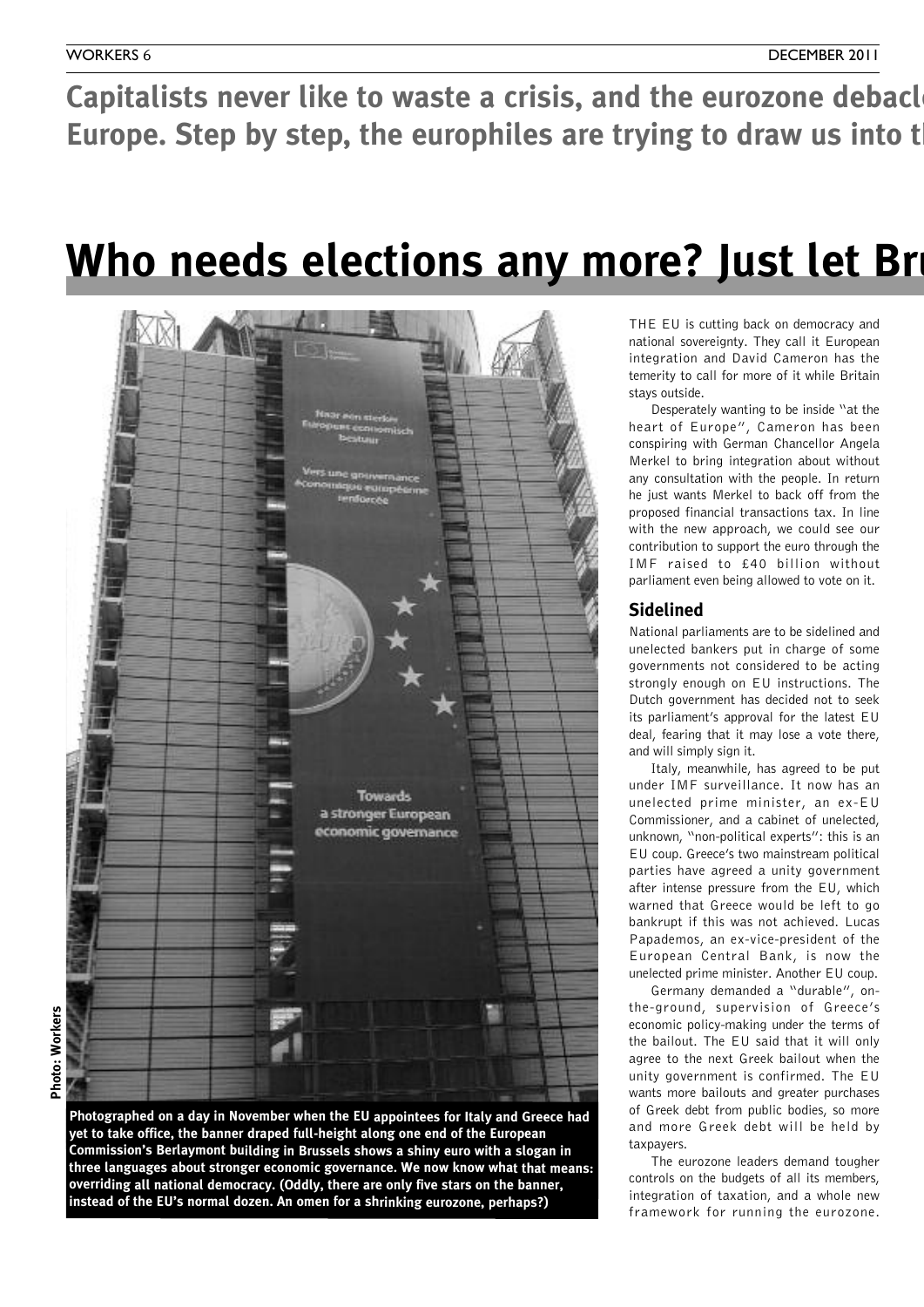**Capitalists never like to waste a crisis, and the eurozone debacl Europe. Step by step, the europhiles are trying to draw us into t**

# Who needs elections any more? Just let Br

Photo: Workers

Photographed on a day in November when the EU appointees for Italy and Greece had yet to take office, the banner draped full-height along one end of the European Commission's Berlaymont building in Brussels shows a shiny euro with a slogan in three languages about stronger economic governance. We now know what that means: overriding all national democracy. (Oddly, there are only five stars on the banner, instead of the EU's normal dozen. An omen for a shrinking eurozone, perhaps?)

THE EU is cutting back on democracy and national sovereignty. They call it European integration and David Cameron has the temerity to call for more of it while Britain stays outside.

Desperately wanting to be inside "at the heart of Europe", Cameron has been conspiring with German Chancellor Angela Merkel to bring integration about without any consultation with the people. In return he just wants Merkel to back off from the proposed financial transactions tax. In line with the new approach, we could see our contribution to support the euro through the IMF raised to £40 billion without parliament even being allowed to vote on it.

## Sidelined

National parliaments are to be sidelined and unelected bankers put in charge of some governments not considered to be acting strongly enough on EU instructions. The Dutch government has decided not to seek its parliament's approval for the latest EU deal, fearing that it may lose a vote there, and will simply sign it.

Italy, meanwhile, has agreed to be put under IMF surveillance. It now has an unelected prime minister, an ex-EU Commissioner, and a cabinet of unelected, unknown, "non-political experts": this is an EU coup. Greece's two mainstream political parties have agreed a unity government after intense pressure from the EU, which warned that Greece would be left to go bankrupt if this was not achieved. Lucas Papademos, an ex-vice-president of the European Central Bank, is now the unelected prime minister. Another EU coup.

Germany demanded a "durable", on-the-ground, supervision of Greece's economic policy-making under the terms of the bailout. The EU said that it will only agree to the next Greek bailout when the unity government is confirmed. The EU wants more bailouts and greater purchases of Greek debt from public bodies, so more and more Greek debt will be held by taxpayers.

The eurozone leaders demand tougher controls on the budgets of all its members, integration of taxation, and a whole new framework for running the eurozone.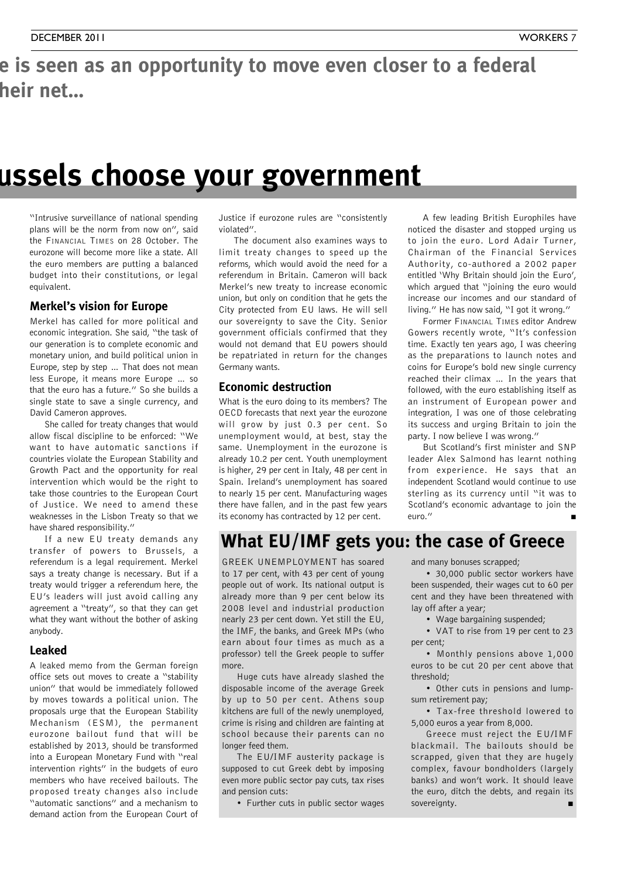# e is seen as an opportunity to move even closer to a federal heir net…

# ussels choose your government

"Intrusive surveillance of national spending plans will be the norm from now on", said the Financial Times on 28 October. The eurozone will become more like a state. All the euro members are putting a balanced budget into their constitutions, or legal equivalent.

## Merkel's vision for Europe

Merkel has called for more political and economic integration. She said, "the task of our generation is to complete economic and monetary union, and build political union in Europe, step by step … That does not mean less Europe, it means more Europe … so that the euro has a future." So she builds a single state to save a single currency, and David Cameron approves.

She called for treaty changes that would allow fiscal discipline to be enforced: "We want to have automatic sanctions if countries violate the European Stability and Growth Pact and the opportunity for real intervention which would be the right to take those countries to the European Court of Justice. We need to amend these weaknesses in the Lisbon Treaty so that we have shared responsibility."

If a new EU treaty demands any transfer of powers to Brussels, a referendum is a legal requirement. Merkel says a treaty change is necessary. But if a treaty would trigger a referendum here, the EU's leaders will just avoid calling any agreement a "treaty", so that they can get what they want without the bother of asking anybody.

## Leaked

A leaked memo from the German foreign office sets out moves to create a "stability union" that would be immediately followed by moves towards a political union. The proposals urge that the European Stability Mechanism (ESM), the permanent eurozone bailout fund that will be established by 2013, should be transformed into a European Monetary Fund with "real intervention rights" in the budgets of euro members who have received bailouts. The proposed treaty changes also include "automatic sanctions" and a mechanism to demand action from the European Court of Justice if eurozone rules are "consistently violated".

The document also examines ways to limit treaty changes to speed up the reforms, which would avoid the need for a referendum in Britain. Cameron will back Merkel's new treaty to increase economic union, but only on condition that he gets the City protected from EU laws. He will sell our sovereignty to save the City. Senior government officials confirmed that they would not demand that EU powers should be repatriated in return for the changes Germany wants.

## Economic destruction

What is the euro doing to its members? The OECD forecasts that next year the eurozone will grow by just 0.3 per cent. So unemployment would, at best, stay the same. Unemployment in the eurozone is already 10.2 per cent. Youth unemployment is higher, 29 per cent in Italy, 48 per cent in Spain. Ireland's unemployment has soared to nearly 15 per cent. Manufacturing wages there have fallen, and in the past few years its economy has contracted by 12 per cent.

A few leading British Europhiles have noticed the disaster and stopped urging us to join the euro. Lord Adair Turner, Chairman of the Financial Services Authority, co-authored a 2002 paper entitled 'Why Britain should join the Euro', which argued that "joining the euro would increase our incomes and our standard of living." He has now said, "I got it wrong."

Former Financial Times editor Andrew Gowers recently wrote, "It's confession time. Exactly ten years ago, I was cheering as the preparations to launch notes and coins for Europe's bold new single currency reached their climax … In the years that followed, with the euro establishing itself as an instrument of European power and integration, I was one of those celebrating its success and urging Britain to join the party. I now believe I was wrong."

But Scotland's first minister and SNP leader Alex Salmond has learnt nothing from experience. He says that an independent Scotland would continue to use sterling as its currency until "it was to Scotland's economic advantage to join the euro." ■

## What EU/IMF gets you: the case of Greece

GREEK UNEMPLOYMENT has soared to 17 per cent, with 43 per cent of young people out of work. Its national output is already more than 9 per cent below its 2008 level and industrial production nearly 23 per cent down. Yet still the EU, the IMF, the banks, and Greek MPs (who earn about four times as much as a professor) tell the Greek people to suffer more.

Huge cuts have already slashed the disposable income of the average Greek by up to 50 per cent. Athens soup kitchens are full of the newly unemployed, crime is rising and children are fainting at school because their parents can no longer feed them.

The EU/IMF austerity package is supposed to cut Greek debt by imposing even more public sector pay cuts, tax rises and pension cuts:

- Further cuts in public sector wages and many bonuses scrapped;
- 30,000 public sector workers have been suspended, their wages cut to 60 per cent and they have been threatened with lay off after a year;
- Wage bargaining suspended;
- VAT to rise from 19 per cent to 23 per cent;
- Monthly pensions above 1,000 euros to be cut 20 per cent above that threshold;
- Other cuts in pensions and lump-sum retirement pay;
- Tax-free threshold lowered to 5,000 euros a year from 8,000.

Greece must reject the EU/IMF blackmail. The bailouts should be scrapped, given that they are hugely complex, favour bondholders (largely banks) and won't work. It should leave the euro, ditch the debts, and regain its sovereignty. ■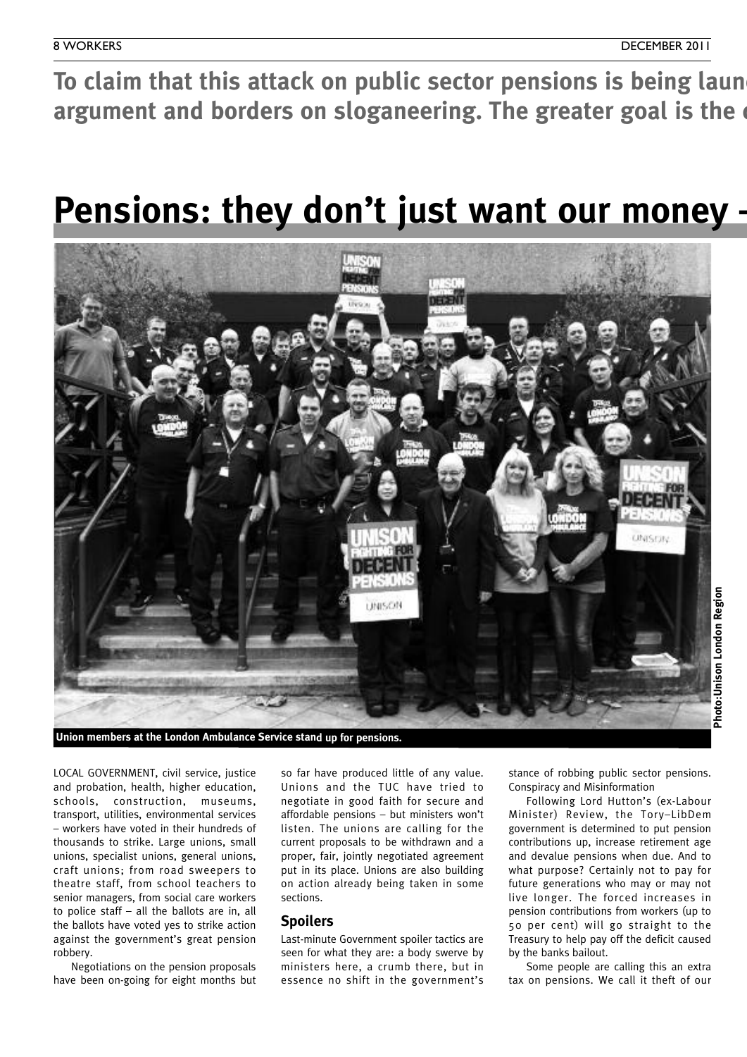**To claim that this attack on public sector pensions is being laun argument and borders on sloganeering. The greater goal is the**

# Pensions: they don't just want our money –

Union members at the London Ambulance Service stand up for pensions.

Photo:Unison London Region

LOCAL GOVERNMENT, civil service, justice and probation, health, higher education, schools, construction, museums, transport, utilities, environmental services – workers have voted in their hundreds of thousands to strike. Large unions, small unions, specialist unions, general unions, craft unions; from road sweepers to theatre staff, from school teachers to senior managers, from social care workers to police staff – all the ballots are in, all the ballots have voted yes to strike action against the government's great pension robbery.

Negotiations on the pension proposals have been on-going for eight months but so far have produced little of any value. Unions and the TUC have tried to negotiate in good faith for secure and affordable pensions – but ministers won't listen. The unions are calling for the current proposals to be withdrawn and a proper, fair, jointly negotiated agreement put in its place. Unions are also building on action already being taken in some sections.

## Spoilers

Last-minute Government spoiler tactics are seen for what they are: a body swerve by ministers here, a crumb there, but in essence no shift in the government's stance of robbing public sector pensions.

Conspiracy and Misinformation

Following Lord Hutton's (ex-Labour Minister) Review, the Tory–LibDem government is determined to put pension contributions up, increase retirement age and devalue pensions when due. And to what purpose? Certainly not to pay for future generations who may or may not live longer. The forced increases in pension contributions from workers (up to 50 per cent) will go straight to the Treasury to help pay off the deficit caused by the banks bailout.

Some people are calling this an extra tax on pensions. We call it theft of our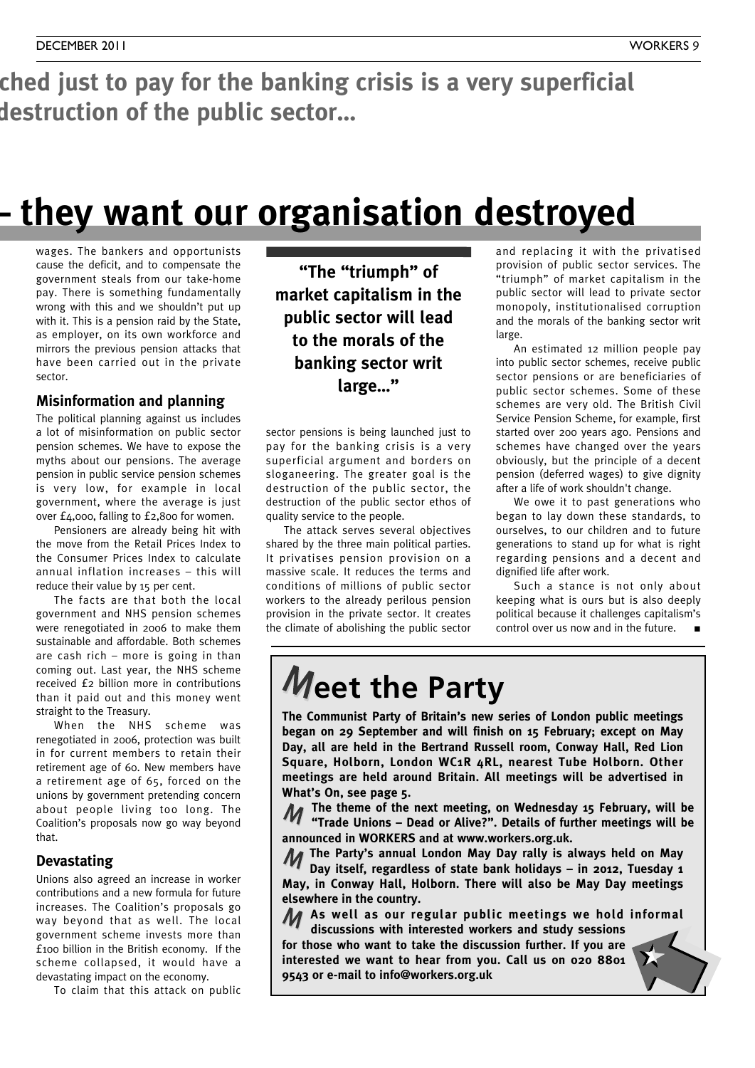**ched just to pay for the banking crisis is a very superficial destruction of the public sector...**

# – they want our organisation destroyed

wages. The bankers and opportunists cause the deficit, and to compensate the government steals from our take-home pay. There is something fundamentally wrong with this and we shouldn't put up with it. This is a pension raid by the State, as employer, on its own workforce and mirrors the previous pension attacks that have been carried out in the private sector.

### Misinformation and planning

The political planning against us includes a lot of misinformation on public sector pension schemes. We have to expose the myths about our pensions. The average pension in public service pension schemes is very low, for example in local government, where the average is just over £4,000, falling to £2,800 for women.

Pensioners are already being hit with the move from the Retail Prices Index to the Consumer Prices Index to calculate annual inflation increases – this will reduce their value by 15 per cent.

The facts are that both the local government and NHS pension schemes were renegotiated in 2006 to make them sustainable and affordable. Both schemes are cash rich – more is going in than coming out. Last year, the NHS scheme received £2 billion more in contributions than it paid out and this money went straight to the Treasury.

When the NHS scheme was renegotiated in 2006, protection was built in for current members to retain their retirement age of 60. New members have a retirement age of 65, forced on the unions by government pretending concern about people living too long. The Coalition's proposals now go way beyond that.

### Devastating

Unions also agreed an increase in worker contributions and a new formula for future increases. The Coalition's proposals go way beyond that as well. The local government scheme invests more than £100 billion in the British economy. If the scheme collapsed, it would have a devastating impact on the economy.

To claim that this attack on public sector pensions is being launched just to pay for the banking crisis is a very superficial argument and borders on sloganeering. The greater goal is the destruction of the public sector, the destruction of the public sector ethos of quality service to the people.

**"The "triumph" of market capitalism in the public sector will lead to the morals of the banking sector writ large..."**

The attack serves several objectives shared by the three main political parties. It privatises pension provision on a massive scale. It reduces the terms and conditions of millions of public sector workers to the already perilous pension provision in the private sector. It creates the climate of abolishing the public sector and replacing it with the privatised provision of public sector services. The "triumph" of market capitalism in the public sector will lead to private sector monopoly, institutionalised corruption and the morals of the banking sector writ large.

An estimated 12 million people pay into public sector schemes, receive public sector pensions or are beneficiaries of public sector schemes. Some of these schemes are very old. The British Civil Service Pension Scheme, for example, first started over 200 years ago. Pensions and schemes have changed over the years obviously, but the principle of a decent pension (deferred wages) to give dignity after a life of work shouldn't change.

We owe it to past generations who began to lay down these standards, to ourselves, to our children and to future generations to stand up for what is right regarding pensions and a decent and dignified life after work.

Such a stance is not only about keeping what is ours but is also deeply political because it challenges capitalism's control over us now and in the future. ■

## Meet the Party

**The Communist Party of Britain's new series of London public meetings began on 29 September and will finish on 15 February; except on May Day, all are held in the Bertrand Russell room, Conway Hall, Red Lion Square, Holborn, London WC1R 4RL, nearest Tube Holborn. Other meetings are held around Britain. All meetings will be advertised in What's On, see page 5.**

**The theme of the next meeting, on Wednesday 15 February, will be "Trade Unions – Dead or Alive?". Details of further meetings will be announced in WORKERS and at www.workers.org.uk.**

**The Party's annual London May Day rally is always held on May Day itself, regardless of state bank holidays – in 2012, Tuesday 1 May, in Conway Hall, Holborn. There will also be May Day meetings elsewhere in the country.**

**As well as our regular public meetings we hold informal discussions with interested workers and study sessions for those who want to take the discussion further. If you are interested we want to hear from you. Call us on 020 8801 9543 or e-mail to info@workers.org.uk**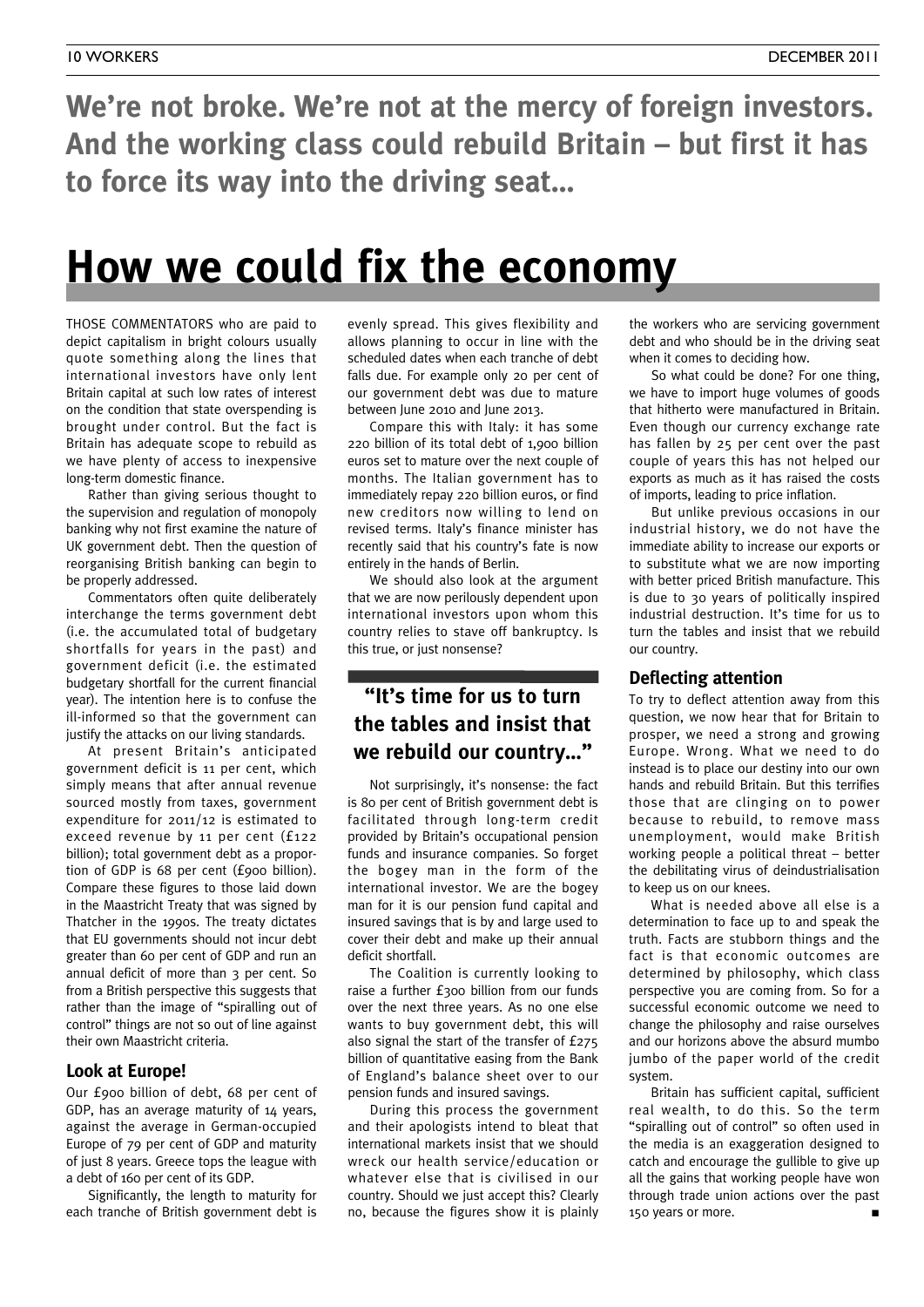**We're not broke. We're not at the mercy of foreign investors. And the working class could rebuild Britain – but first it has to force its way into the driving seat…**

# How we could fix the economy

THOSE COMMENTATORS who are paid to depict capitalism in bright colours usually quote something along the lines that international investors have only lent Britain capital at such low rates of interest on the condition that state overspending is brought under control. But the fact is Britain has adequate scope to rebuild as we have plenty of access to inexpensive long-term domestic finance.

Rather than giving serious thought to the supervision and regulation of monopoly banking why not first examine the nature of UK government debt. Then the question of reorganising British banking can begin to be properly addressed.

Commentators often quite deliberately interchange the terms government debt (i.e. the accumulated total of budgetary shortfalls for years in the past) and government deficit (i.e. the estimated budgetary shortfall for the current financial year). The intention here is to confuse the ill-informed so that the government can justify the attacks on our living standards.

At present Britain's anticipated government deficit is 11 per cent, which simply means that after annual revenue sourced mostly from taxes, government expenditure for 2011/12 is estimated to exceed revenue by 11 per cent (£122 billion); total government debt as a proportion of GDP is 68 per cent (£900 billion). Compare these figures to those laid down in the Maastricht Treaty that was signed by Thatcher in the 1990s. The treaty dictates that EU governments should not incur debt greater than 60 per cent of GDP and run an annual deficit of more than 3 per cent. So from a British perspective this suggests that rather than the image of "spiralling out of control" things are not so out of line against their own Maastricht criteria.

## Look at Europe!

Our £900 billion of debt, 68 per cent of GDP, has an average maturity of 14 years, against the average in German-occupied Europe of 79 per cent of GDP and maturity of just 8 years. Greece tops the league with a debt of 160 per cent of its GDP.

Significantly, the length to maturity for each tranche of British government debt is evenly spread. This gives flexibility and allows planning to occur in line with the scheduled dates when each tranche of debt falls due. For example only 20 per cent of our government debt was due to mature between June 2010 and June 2013.

Compare this with Italy: it has some 220 billion of its total debt of 1,900 billion euros set to mature over the next couple of months. The Italian government has to immediately repay 220 billion euros, or find new creditors now willing to lend on revised terms. Italy's finance minister has recently said that his country's fate is now entirely in the hands of Berlin.

We should also look at the argument that we are now perilously dependent upon international investors upon whom this country relies to stave off bankruptcy. Is this true, or just nonsense?

> **"It's time for us to turn the tables and insist that we rebuild our country…"**

Not surprisingly, it's nonsense: the fact is 80 per cent of British government debt is facilitated through long-term credit provided by Britain's occupational pension funds and insurance companies. So forget the bogey man in the form of the international investor. We are the bogey man for it is our pension fund capital and insured savings that is by and large used to cover their debt and make up their annual deficit shortfall.

The Coalition is currently looking to raise a further £300 billion from our funds over the next three years. As no one else wants to buy government debt, this will also signal the start of the transfer of £275 billion of quantitative easing from the Bank of England's balance sheet over to our pension funds and insured savings.

During this process the government and their apologists intend to bleat that international markets insist that we should wreck our health service/education or whatever else that is civilised in our country. Should we just accept this? Clearly no, because the figures show it is plainly the workers who are servicing government debt and who should be in the driving seat when it comes to deciding how.

So what could be done? For one thing, we have to import huge volumes of goods that hitherto were manufactured in Britain. Even though our currency exchange rate has fallen by 25 per cent over the past couple of years this has not helped our exports as much as it has raised the costs of imports, leading to price inflation.

But unlike previous occasions in our industrial history, we do not have the immediate ability to increase our exports or to substitute what we are now importing with better priced British manufacture. This is due to 30 years of politically inspired industrial destruction. It's time for us to turn the tables and insist that we rebuild our country.

## Deflecting attention

To try to deflect attention away from this question, we now hear that for Britain to prosper, we need a strong and growing Europe. Wrong. What we need to do instead is to place our destiny into our own hands and rebuild Britain. But this terrifies those that are clinging on to power because to rebuild, to remove mass unemployment, would make British working people a political threat – better the debilitating virus of deindustrialisation to keep us on our knees.

What is needed above all else is a determination to face up to and speak the truth. Facts are stubborn things and the fact is that economic outcomes are determined by philosophy, which class perspective you are coming from. So for a successful economic outcome we need to change the philosophy and raise ourselves and our horizons above the absurd mumbo jumbo of the paper world of the credit system.

Britain has sufficient capital, sufficient real wealth, to do this. So the term "spiralling out of control" so often used in the media is an exaggeration designed to catch and encourage the gullible to give up all the gains that working people have won through trade union actions over the past 150 years or more. ■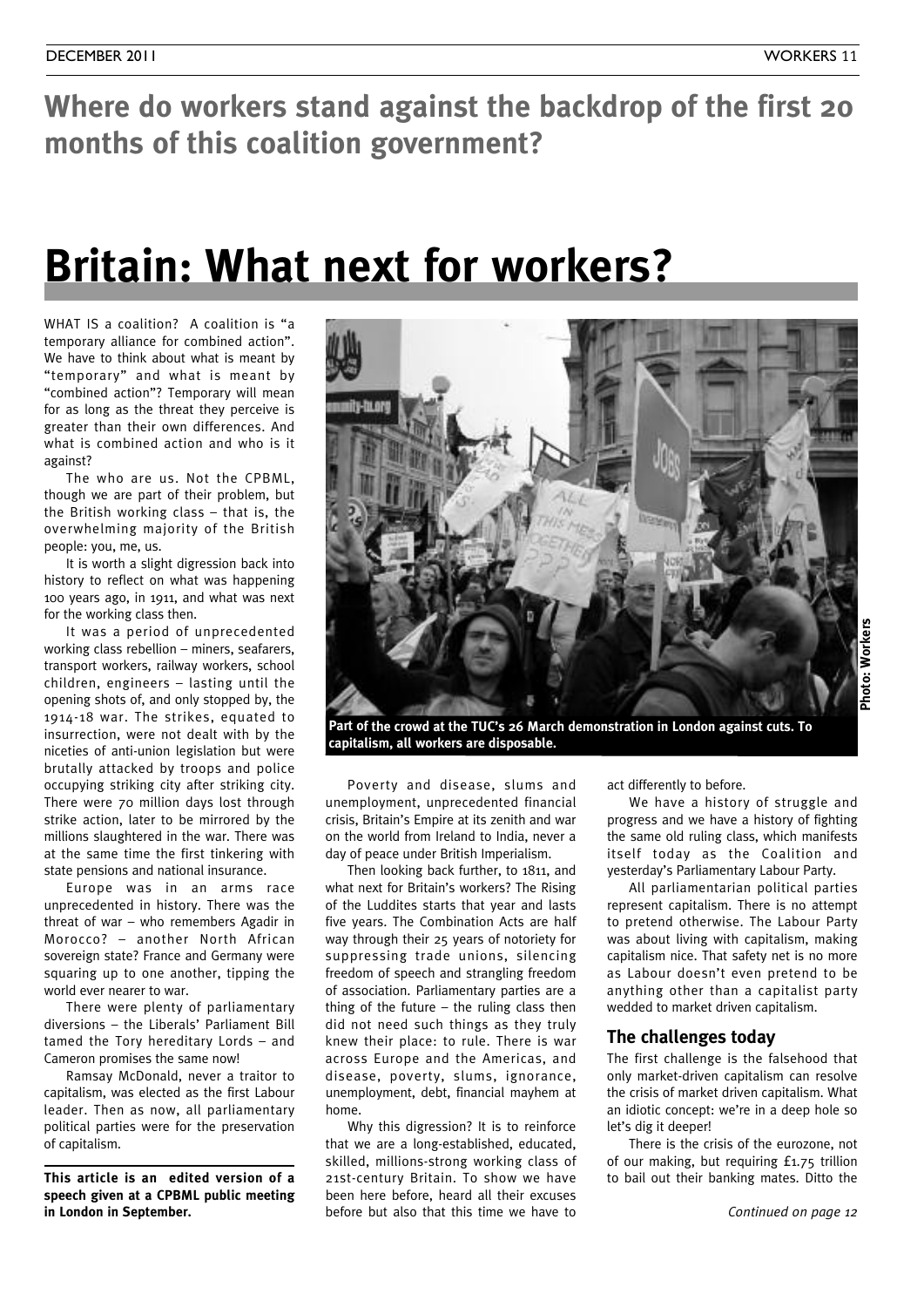## Where do workers stand against the backdrop of the first 20 months of this coalition government?

# Britain: What next for workers?

WHAT IS a coalition? A coalition is "a temporary alliance for combined action". We have to think about what is meant by "temporary" and what is meant by "combined action"? Temporary will mean for as long as the threat they perceive is greater than their own differences. And what is combined action and who is it against?

The who are us. Not the CPBML, though we are part of their problem, but the British working class – that is, the overwhelming majority of the British people: you, me, us.

It is worth a slight digression back into history to reflect on what was happening 100 years ago, in 1911, and what was next for the working class then.

It was a period of unprecedented working class rebellion – miners, seafarers, transport workers, railway workers, school children, engineers – lasting until the opening shots of, and only stopped by, the 1914-18 war. The strikes, equated to insurrection, were not dealt with by the niceties of anti-union legislation but were brutally attacked by troops and police occupying striking city after striking city. There were 70 million days lost through strike action, later to be mirrored by the millions slaughtered in the war. There was at the same time the first tinkering with state pensions and national insurance.

Europe was in an arms race unprecedented in history. There was the threat of war – who remembers Agadir in Morocco? – another North African sovereign state? France and Germany were squaring up to one another, tipping the world ever nearer to war.

There were plenty of parliamentary diversions – the Liberals' Parliament Bill tamed the Tory hereditary Lords – and Cameron promises the same now!

Ramsay McDonald, never a traitor to capitalism, was elected as the first Labour leader. Then as now, all parliamentary political parties were for the preservation of capitalism.

**This article is an edited version of a speech given at a CPBML public meeting in London in September.**

Part of the crowd at the TUC's 26 March demonstration in London against cuts. To capitalism, all workers are disposable.

Photo: Workers

Poverty and disease, slums and unemployment, unprecedented financial crisis, Britain's Empire at its zenith and war on the world from Ireland to India, never a day of peace under British Imperialism.

Then looking back further, to 1811, and what next for Britain's workers? The Rising of the Luddites starts that year and lasts five years. The Combination Acts are half way through their 25 years of notoriety for suppressing trade unions, silencing freedom of speech and strangling freedom of association. Parliamentary parties are a thing of the future – the ruling class then did not need such things as they truly knew their place: to rule. There is war across Europe and the Americas, and disease, poverty, slums, ignorance, unemployment, debt, financial mayhem at home.

Why this digression? It is to reinforce that we are a long-established, educated, skilled, millions-strong working class of 21st-century Britain. To show we have been here before, heard all their excuses before but also that this time we have to act differently to before.

We have a history of struggle and progress and we have a history of fighting the same old ruling class, which manifests itself today as the Coalition and yesterday's Parliamentary Labour Party.

All parliamentarian political parties represent capitalism. There is no attempt to pretend otherwise. The Labour Party was about living with capitalism, making capitalism nice. That safety net is no more as Labour doesn't even pretend to be anything other than a capitalist party wedded to market driven capitalism.

### The challenges today

The first challenge is the falsehood that only market-driven capitalism can resolve the crisis of market driven capitalism. What an idiotic concept: we're in a deep hole so let's dig it deeper!

There is the crisis of the eurozone, not of our making, but requiring £1.75 trillion to bail out their banking mates. Ditto the

*Continued on page 12*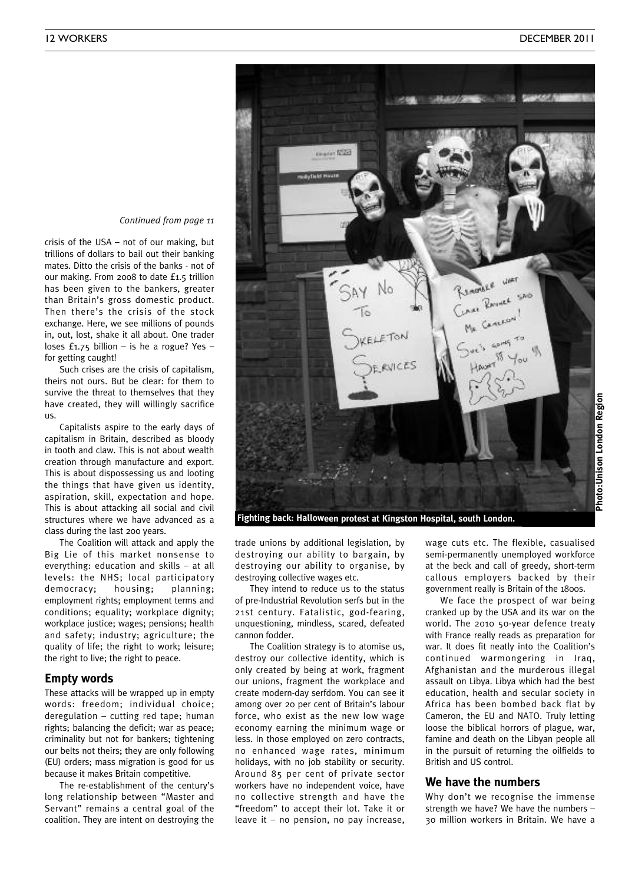*Continued from page 11*

crisis of the USA – not of our making, but trillions of dollars to bail out their banking mates. Ditto the crisis of the banks - not of our making. From 2008 to date £1.5 trillion has been given to the bankers, greater than Britain's gross domestic product. Then there's the crisis of the stock exchange. Here, we see millions of pounds in, out, lost, shake it all about. One trader loses £1.75 billion – is he a rogue? Yes – for getting caught!

Such crises are the crisis of capitalism, theirs not ours. But be clear: for them to survive the threat to themselves that they have created, they will willingly sacrifice us.

Capitalists aspire to the early days of capitalism in Britain, described as bloody in tooth and claw. This is not about wealth creation through manufacture and export. This is about dispossessing us and looting the things that have given us identity, aspiration, skill, expectation and hope. This is about attacking all social and civil structures where we have advanced as a class during the last 200 years.

The Coalition will attack and apply the Big Lie of this market nonsense to everything: education and skills – at all levels: the NHS; local participatory democracy; housing; planning; employment rights; employment terms and conditions; equality; workplace dignity; workplace justice; wages; pensions; health and safety; industry; agriculture; the quality of life; the right to work; leisure; the right to live; the right to peace.

## Empty words

These attacks will be wrapped up in empty words: freedom; individual choice; deregulation – cutting red tape; human rights; balancing the deficit; war as peace; criminality but not for bankers; tightening our belts not theirs; they are only following (EU) orders; mass migration is good for us because it makes Britain competitive.

The re-establishment of the century's long relationship between "Master and Servant" remains a central goal of the coalition. They are intent on destroying the trade unions by additional legislation, by destroying our ability to bargain, by destroying our ability to organise, by destroying collective wages etc.

They intend to reduce us to the status of pre-Industrial Revolution serfs but in the 21st century. Fatalistic, god-fearing, unquestioning, mindless, scared, defeated cannon fodder.

The Coalition strategy is to atomise us, destroy our collective identity, which is only created by being at work, fragment our unions, fragment the workplace and create modern-day serfdom. You can see it among over 20 per cent of Britain's labour force, who exist as the new low wage economy earning the minimum wage or less. In those employed on zero contracts, no enhanced wage rates, minimum holidays, with no job stability or security. Around 85 per cent of private sector workers have no independent voice, have no collective strength and have the "freedom" to accept their lot. Take it or leave it – no pension, no pay increase, wage cuts etc. The flexible, casualised semi-permanently unemployed workforce at the beck and call of greedy, short-term callous employers backed by their government really is Britain of the 1800s.

We face the prospect of war being cranked up by the USA and its war on the world. The 2010 50-year defence treaty with France really reads as preparation for war. It does fit neatly into the Coalition's continued warmongering in Iraq, Afghanistan and the murderous illegal assault on Libya. Libya which had the best education, health and secular society in Africa has been bombed back flat by Cameron, the EU and NATO. Truly letting loose the biblical horrors of plague, war, famine and death on the Libyan people all in the pursuit of returning the oilfields to British and US control.

## We have the numbers

Why don't we recognise the immense strength we have? We have the numbers – 30 million workers in Britain. We have a

**Fighting back: Halloween protest at Kingston Hospital, south London.**

Photo:Unison London Region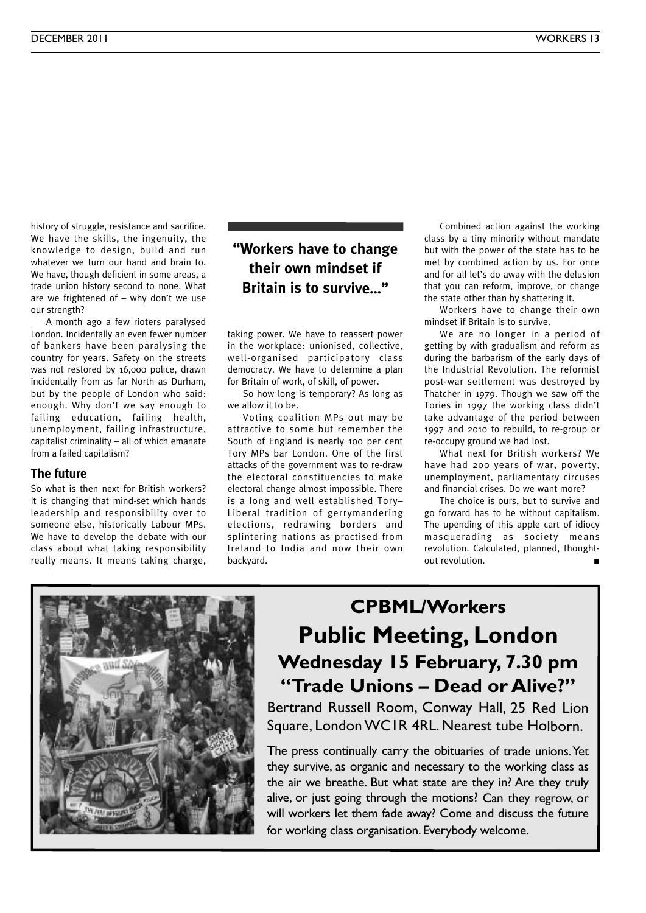history of struggle, resistance and sacrifice. We have the skills, the ingenuity, the knowledge to design, build and run whatever we turn our hand and brain to. We have, though deficient in some areas, a trade union history second to none. What are we frightened of – why don't we use our strength?

A month ago a few rioters paralysed London. Incidentally an even fewer number of bankers have been paralysing the country for years. Safety on the streets was not restored by 16,000 police, drawn incidentally from as far North as Durham, but by the people of London who said: enough. Why don't we say enough to failing education, failing health, unemployment, failing infrastructure, capitalist criminality – all of which emanate from a failed capitalism?

## The future

So what is then next for British workers? It is changing that mind-set which hands leadership and responsibility over to someone else, historically Labour MPs. We have to develop the debate with our class about what taking responsibility really means. It means taking charge, taking power. We have to reassert power in the workplace: unionised, collective, well-organised participatory class democracy. We have to determine a plan for Britain of work, of skill, of power.

> **"Workers have to change their own mindset if Britain is to survive..."**

So how long is temporary? As long as we allow it to be.

Voting coalition MPs out may be attractive to some but remember the South of England is nearly 100 per cent Tory MPs bar London. One of the first attacks of the government was to re-draw the electoral constituencies to make electoral change almost impossible. There is a long and well established Tory–Liberal tradition of gerrymandering elections, redrawing borders and splintering nations as practised from Ireland to India and now their own backyard.

Combined action against the working class by a tiny minority without mandate but with the power of the state has to be met by combined action by us. For once and for all let's do away with the delusion that you can reform, improve, or change the state other than by shattering it.

Workers have to change their own mindset if Britain is to survive.

We are no longer in a period of getting by with gradualism and reform as during the barbarism of the early days of the Industrial Revolution. The reformist post-war settlement was destroyed by Thatcher in 1979. Though we saw off the Tories in 1997 the working class didn't take advantage of the period between 1997 and 2010 to rebuild, to re-group or re-occupy ground we had lost.

What next for British workers? We have had 200 years of war, poverty, unemployment, parliamentary circuses and financial crises. Do we want more?

The choice is ours, but to survive and go forward has to be without capitalism. The upending of this apple cart of idiocy masquerading as society means revolution. Calculated, planned, thought-out revolution. ■

# CPBML/Workers

# Public Meeting, London

## Wednesday 15 February, 7.30 pm

## "Trade Unions – Dead or Alive?"

Bertrand Russell Room, Conway Hall, 25 Red Lion Square, London WC1R 4RL. Nearest tube Holborn.

The press continually carry the obituaries of trade unions. Yet they survive, as organic and necessary to the working class as the air we breathe. But what state are they in? Are they truly alive, or just going through the motions? Can they regrow, or will workers let them fade away? Come and discuss the future for working class organisation. Everybody welcome.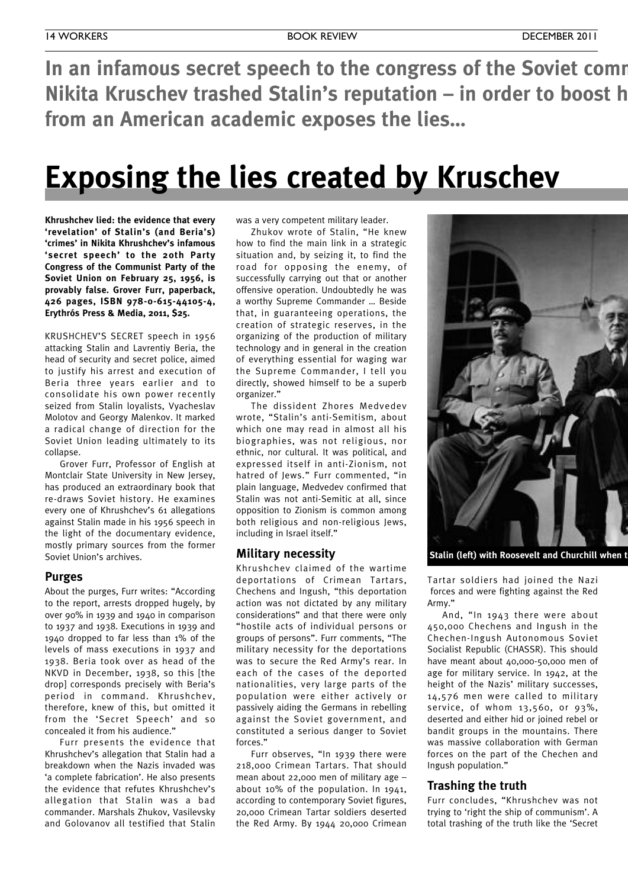**In an infamous secret speech to the congress of the Soviet comm Nikita Kruschev trashed Stalin's reputation – in order to boost h from an American academic exposes the lies...**

# Exposing the lies created by Kruschev

**Khrushchev lied: the evidence that every 'revelation' of Stalin's (and Beria's) 'crimes' in Nikita Khrushchev's infamous 'secret speech' to the 20th Party Congress of the Communist Party of the Soviet Union on February 25, 1956, is provably false. Grover Furr, paperback, 426 pages, ISBN 978-0-615-44105-4, Erythrós Press & Media, 2011, $25.**

KRUSHCHEV'S SECRET speech in 1956 attacking Stalin and Lavrentiy Beria, the head of security and secret police, aimed to justify his arrest and execution of Beria three years earlier and to consolidate his own power recently seized from Stalin loyalists, Vyacheslav Molotov and Georgy Malenkov. It marked a radical change of direction for the Soviet Union leading ultimately to its collapse.

Grover Furr, Professor of English at Montclair State University in New Jersey, has produced an extraordinary book that re-draws Soviet history. He examines every one of Khrushchev's 61 allegations against Stalin made in his 1956 speech in the light of the documentary evidence, mostly primary sources from the former Soviet Union's archives.

## Purges

About the purges, Furr writes: "According to the report, arrests dropped hugely, by over 90% in 1939 and 1940 in comparison to 1937 and 1938. Executions in 1939 and 1940 dropped to far less than 1% of the levels of mass executions in 1937 and 1938. Beria took over as head of the NKVD in December, 1938, so this [the drop] corresponds precisely with Beria's period in command. Khrushchev, therefore, knew of this, but omitted it from the 'Secret Speech' and so concealed it from his audience."

Furr presents the evidence that Khrushchev's allegation that Stalin had a breakdown when the Nazis invaded was 'a complete fabrication'. He also presents the evidence that refutes Khrushchev's allegation that Stalin was a bad commander. Marshals Zhukov, Vasilevsky and Golovanov all testified that Stalin was a very competent military leader.

Zhukov wrote of Stalin, "He knew how to find the main link in a strategic situation and, by seizing it, to find the road for opposing the enemy, of successfully carrying out that or another offensive operation. Undoubtedly he was a worthy Supreme Commander … Beside that, in guaranteeing operations, the creation of strategic reserves, in the organizing of the production of military technology and in general in the creation of everything essential for waging war the Supreme Commander, I tell you directly, showed himself to be a superb organizer."

The dissident Zhores Medvedev wrote, "Stalin's anti-Semitism, about which one may read in almost all his biographies, was not religious, nor ethnic, nor cultural. It was political, and expressed itself in anti-Zionism, not hatred of Jews." Furr commented, "in plain language, Medvedev confirmed that Stalin was not anti-Semitic at all, since opposition to Zionism is common among both religious and non-religious Jews, including in Israel itself."

## Military necessity

Khrushchev claimed of the wartime deportations of Crimean Tartars, Chechens and Ingush, "this deportation action was not dictated by any military considerations" and that there were only "hostile acts of individual persons or groups of persons". Furr comments, "The military necessity for the deportations was to secure the Red Army's rear. In each of the cases of the deported nationalities, very large parts of the population were either actively or passively aiding the Germans in rebelling against the Soviet government, and constituted a serious danger to Soviet forces."

Furr observes, "In 1939 there were 218,000 Crimean Tartars. That should mean about 22,000 men of military age – about 10% of the population. In 1941, according to contemporary Soviet figures, 20,000 Crimean Tartar soldiers deserted the Red Army. By 1944 20,000 Crimean Tartar soldiers had joined the Nazi forces and were fighting against the Red Army."

Stalin (left) with Roosevelt and Churchill when t

And, "In 1943 there were about 450,000 Chechens and Ingush in the Chechen-Ingush Autonomous Soviet Socialist Republic (CHASSR). This should have meant about 40,000-50,000 men of age for military service. In 1942, at the height of the Nazis' military successes, 14,576 men were called to military service, of whom 13,560, or 93%, deserted and either hid or joined rebel or bandit groups in the mountains. There was massive collaboration with German forces on the part of the Chechen and Ingush population."

## Trashing the truth

Furr concludes, "Khrushchev was not trying to 'right the ship of communism'. A total trashing of the truth like the 'Secret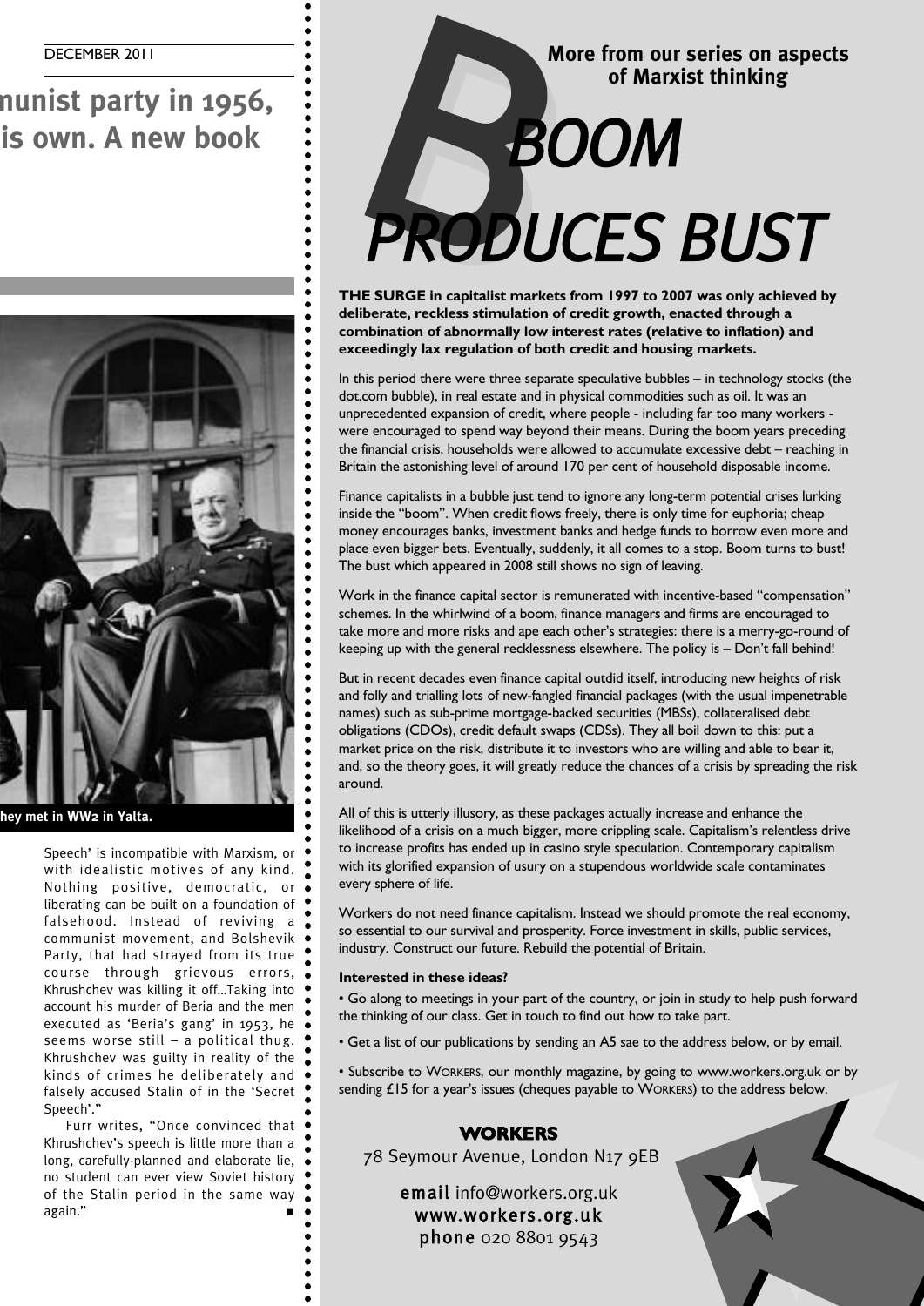munist party in 1956, is own. A new book

hey met in WW2 in Yalta.

Speech' is incompatible with Marxism, or with idealistic motives of any kind. Nothing positive, democratic, or liberating can be built on a foundation of falsehood. Instead of reviving a communist movement, and Bolshevik Party, that had strayed from its true course through grievous errors, Khrushchev was killing it off...Taking into account his murder of Beria and the men executed as 'Beria's gang' in 1953, he seems worse still – a political thug. Khrushchev was guilty in reality of the kinds of crimes he deliberately and falsely accused Stalin of in the 'Secret Speech'."

Furr writes, "Once convinced that Khrushchev's speech is little more than a long, carefully-planned and elaborate lie, no student can ever view Soviet history of the Stalin period in the same way again." ■

**More from our series on aspects of Marxist thinking**

# BOOM PRODUCES BUST

**THE SURGE in capitalist markets from 1997 to 2007 was only achieved by deliberate, reckless stimulation of credit growth, enacted through a combination of abnormally low interest rates (relative to inflation) and exceedingly lax regulation of both credit and housing markets.**

In this period there were three separate speculative bubbles – in technology stocks (the dot.com bubble), in real estate and in physical commodities such as oil. It was an unprecedented expansion of credit, where people - including far too many workers - were encouraged to spend way beyond their means. During the boom years preceding the financial crisis, households were allowed to accumulate excessive debt – reaching in Britain the astonishing level of around 170 per cent of household disposable income.

Finance capitalists in a bubble just tend to ignore any long-term potential crises lurking inside the "boom". When credit flows freely, there is only time for euphoria; cheap money encourages banks, investment banks and hedge funds to borrow even more and place even bigger bets. Eventually, suddenly, it all comes to a stop. Boom turns to bust! The bust which appeared in 2008 still shows no sign of leaving.

Work in the finance capital sector is remunerated with incentive-based "compensation" schemes. In the whirlwind of a boom, finance managers and firms are encouraged to take more and more risks and ape each other's strategies: there is a merry-go-round of keeping up with the general recklessness elsewhere. The policy is – Don't fall behind!

But in recent decades even finance capital outdid itself, introducing new heights of risk and folly and trialling lots of new-fangled financial packages (with the usual impenetrable names) such as sub-prime mortgage-backed securities (MBSs), collateralised debt obligations (CDOs), credit default swaps (CDSs). They all boil down to this: put a market price on the risk, distribute it to investors who are willing and able to bear it, and, so the theory goes, it will greatly reduce the chances of a crisis by spreading the risk around.

All of this is utterly illusory, as these packages actually increase and enhance the likelihood of a crisis on a much bigger, more crippling scale. Capitalism's relentless drive to increase profits has ended up in casino style speculation. Contemporary capitalism with its glorified expansion of usury on a stupendous worldwide scale contaminates every sphere of life.

Workers do not need finance capitalism. Instead we should promote the real economy, so essential to our survival and prosperity. Force investment in skills, public services, industry. Construct our future. Rebuild the potential of Britain.

**Interested in these ideas?**

- Go along to meetings in your part of the country, or join in study to help push forward the thinking of our class. Get in touch to find out how to take part.
- Get a list of our publications by sending an A5 sae to the address below, or by email.
- Subscribe to WORKERS, our monthly magazine, by going to www.workers.org.uk or by sending £15 for a year's issues (cheques payable to WORKERS) to the address below.

**WORKERS**
78 Seymour Avenue, London N17 9EB

**email** info@workers.org.uk
**www.workers.org.uk**
**phone** 020 8801 9543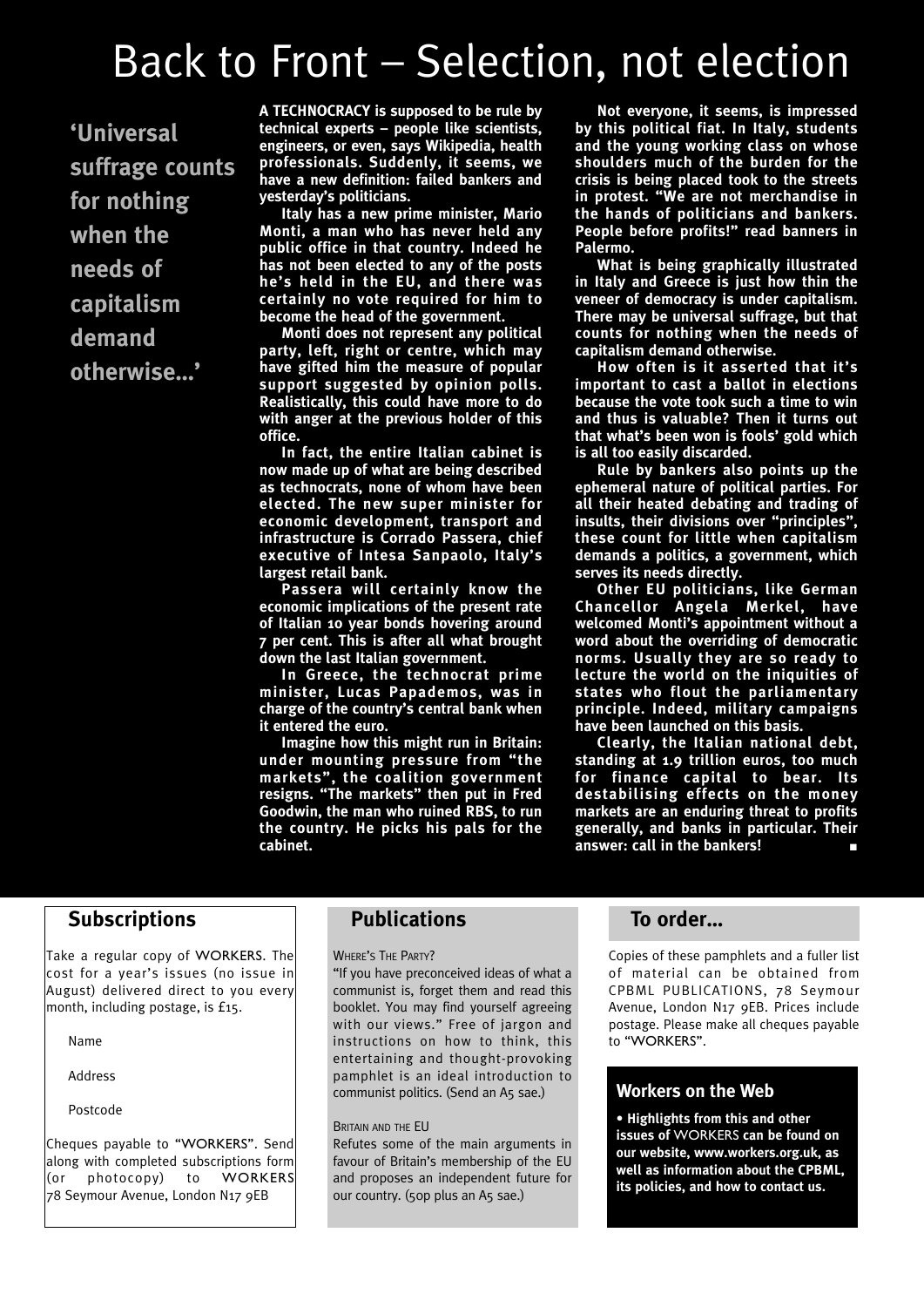# Back to Front – Selection, not election

**'Universal suffrage counts for nothing when the needs of capitalism demand otherwise...'**

**A TECHNOCRACY is supposed to be rule by technical experts – people like scientists, engineers, or even, says Wikipedia, health professionals. Suddenly, it seems, we have a new definition: failed bankers and yesterday's politicians.**

**Italy has a new prime minister, Mario Monti, a man who has never held any public office in that country. Indeed he has not been elected to any of the posts he's held in the EU, and there was certainly no vote required for him to become the head of the government.**

**Monti does not represent any political party, left, right or centre, which may have gifted him the measure of popular support suggested by opinion polls. Realistically, this could have more to do with anger at the previous holder of this office.**

**In fact, the entire Italian cabinet is now made up of what are being described as technocrats, none of whom have been elected. The new super minister for economic development, transport and infrastructure is Corrado Passera, chief executive of Intesa Sanpaolo, Italy's largest retail bank.**

**Passera will certainly know the economic implications of the present rate of Italian 10 year bonds hovering around 7 per cent. This is after all what brought down the last Italian government.**

**In Greece, the technocrat prime minister, Lucas Papademos, was in charge of the country's central bank when it entered the euro.**

**Imagine how this might run in Britain: under mounting pressure from "the markets", the coalition government resigns. "The markets" then put in Fred Goodwin, the man who ruined RBS, to run the country. He picks his pals for the cabinet.**

**Not everyone, it seems, is impressed by this political fiat. In Italy, students and the young working class on whose shoulders much of the burden for the crisis is being placed took to the streets in protest. "We are not merchandise in the hands of politicians and bankers. People before profits!" read banners in Palermo.**

**What is being graphically illustrated in Italy and Greece is just how thin the veneer of democracy is under capitalism. There may be universal suffrage, but that counts for nothing when the needs of capitalism demand otherwise.**

**How often is it asserted that it's important to cast a ballot in elections because the vote took such a time to win and thus is valuable? Then it turns out that what's been won is fools' gold which is all too easily discarded.**

**Rule by bankers also points up the ephemeral nature of political parties. For all their heated debating and trading of insults, their divisions over "principles", these count for little when capitalism demands a politics, a government, which serves its needs directly.**

**Other EU politicians, like German Chancellor Angela Merkel, have welcomed Monti's appointment without a word about the overriding of democratic norms. Usually they are so ready to lecture the world on the iniquities of states who flout the parliamentary principle. Indeed, military campaigns have been launched on this basis.**

**Clearly, the Italian national debt, standing at 1.9 trillion euros, too much for finance capital to bear. Its destabilising effects on the money markets are an enduring threat to profits generally, and banks in particular. Their answer: call in the bankers!** ■

## Subscriptions

Take a regular copy of WORKERS. The cost for a year's issues (no issue in August) delivered direct to you every month, including postage, is £15.

Name

Address

Postcode

Cheques payable to "WORKERS". Send along with completed subscriptions form (or photocopy) to WORKERS 78 Seymour Avenue, London N17 9EB

## Publications

WHERE'S THE PARTY?

"If you have preconceived ideas of what a communist is, forget them and read this booklet. You may find yourself agreeing with our views." Free of jargon and instructions on how to think, this entertaining and thought-provoking pamphlet is an ideal introduction to communist politics. (Send an A5 sae.)

BRITAIN AND THE EU

Refutes some of the main arguments in favour of Britain's membership of the EU and proposes an independent future for our country. (50p plus an A5 sae.)

## To order...

Copies of these pamphlets and a fuller list of material can be obtained from CPBML PUBLICATIONS, 78 Seymour Avenue, London N17 9EB. Prices include postage. Please make all cheques payable to "WORKERS".

### Workers on the Web

- **Highlights from this and other issues of** WORKERS **can be found on our website, www.workers.org.uk, as well as information about the CPBML, its policies, and how to contact us.**